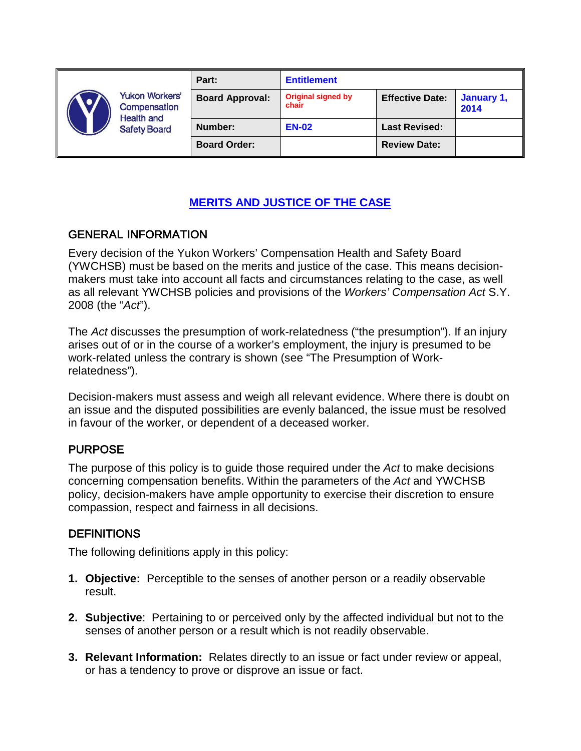| Yukon Workers' Compensation Health and Safety Board | Part: | Entitlement | | |
|---|---|---|---|---|
| | Board Approval: | Original signed by chair | Effective Date: | January 1, 2014 |
| | Number: | EN-02 | Last Revised: | |
| | Board Order: | | Review Date: | |

# MERITS AND JUSTICE OF THE CASE

## GENERAL INFORMATION

Every decision of the Yukon Workers' Compensation Health and Safety Board (YWCHSB) must be based on the merits and justice of the case. This means decision-makers must take into account all facts and circumstances relating to the case, as well as all relevant YWCHSB policies and provisions of the *Workers' Compensation Act* S.Y. 2008 (the "*Act*").

The *Act* discusses the presumption of work-relatedness ("the presumption"). If an injury arises out of or in the course of a worker's employment, the injury is presumed to be work-related unless the contrary is shown (see "The Presumption of Work-relatedness").

Decision-makers must assess and weigh all relevant evidence. Where there is doubt on an issue and the disputed possibilities are evenly balanced, the issue must be resolved in favour of the worker, or dependent of a deceased worker.

## PURPOSE

The purpose of this policy is to guide those required under the *Act* to make decisions concerning compensation benefits. Within the parameters of the *Act* and YWCHSB policy, decision-makers have ample opportunity to exercise their discretion to ensure compassion, respect and fairness in all decisions.

## DEFINITIONS

The following definitions apply in this policy:

1. **Objective:** Perceptible to the senses of another person or a readily observable result.
2. **Subjective**: Pertaining to or perceived only by the affected individual but not to the senses of another person or a result which is not readily observable.
3. **Relevant Information:** Relates directly to an issue or fact under review or appeal, or has a tendency to prove or disprove an issue or fact.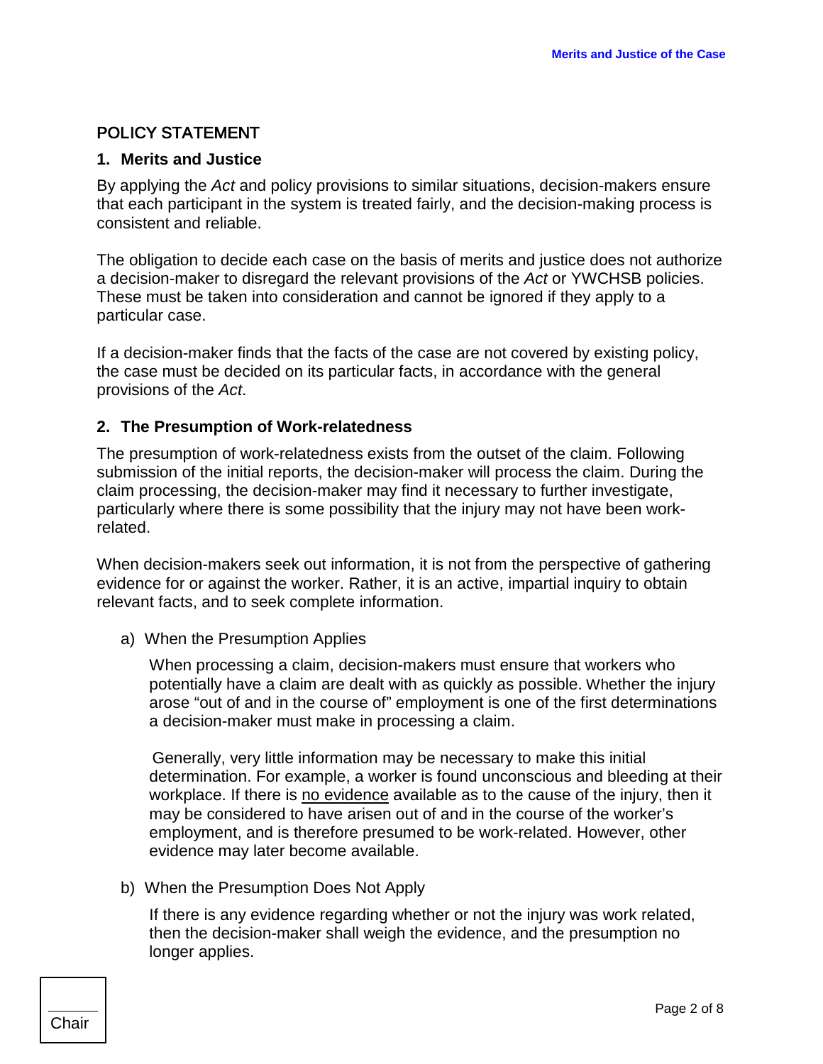## POLICY STATEMENT

### 1. Merits and Justice

By applying the *Act* and policy provisions to similar situations, decision-makers ensure that each participant in the system is treated fairly, and the decision-making process is consistent and reliable.

The obligation to decide each case on the basis of merits and justice does not authorize a decision-maker to disregard the relevant provisions of the *Act* or YWCHSB policies. These must be taken into consideration and cannot be ignored if they apply to a particular case.

If a decision-maker finds that the facts of the case are not covered by existing policy, the case must be decided on its particular facts, in accordance with the general provisions of the *Act*.

### 2. The Presumption of Work-relatedness

The presumption of work-relatedness exists from the outset of the claim. Following submission of the initial reports, the decision-maker will process the claim. During the claim processing, the decision-maker may find it necessary to further investigate, particularly where there is some possibility that the injury may not have been work-related.

When decision-makers seek out information, it is not from the perspective of gathering evidence for or against the worker. Rather, it is an active, impartial inquiry to obtain relevant facts, and to seek complete information.

a) When the Presumption Applies

When processing a claim, decision-makers must ensure that workers who potentially have a claim are dealt with as quickly as possible. Whether the injury arose "out of and in the course of" employment is one of the first determinations a decision-maker must make in processing a claim.

Generally, very little information may be necessary to make this initial determination. For example, a worker is found unconscious and bleeding at their workplace. If there is <u>no evidence</u> available as to the cause of the injury, then it may be considered to have arisen out of and in the course of the worker's employment, and is therefore presumed to be work-related. However, other evidence may later become available.

b) When the Presumption Does Not Apply

If there is any evidence regarding whether or not the injury was work related, then the decision-maker shall weigh the evidence, and the presumption no longer applies.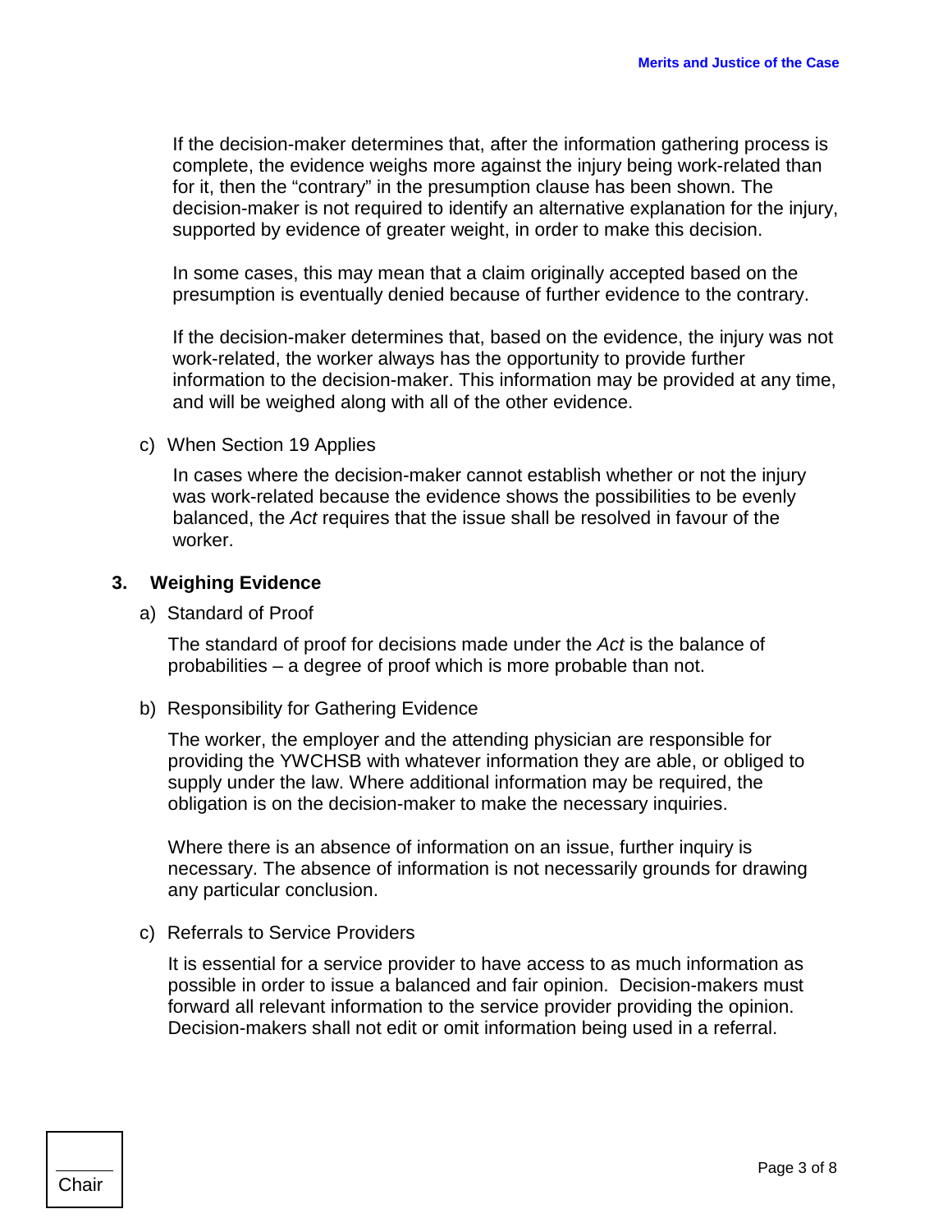If the decision-maker determines that, after the information gathering process is complete, the evidence weighs more against the injury being work-related than for it, then the "contrary" in the presumption clause has been shown. The decision-maker is not required to identify an alternative explanation for the injury, supported by evidence of greater weight, in order to make this decision.

In some cases, this may mean that a claim originally accepted based on the presumption is eventually denied because of further evidence to the contrary.

If the decision-maker determines that, based on the evidence, the injury was not work-related, the worker always has the opportunity to provide further information to the decision-maker. This information may be provided at any time, and will be weighed along with all of the other evidence.

c) When Section 19 Applies

In cases where the decision-maker cannot establish whether or not the injury was work-related because the evidence shows the possibilities to be evenly balanced, the *Act* requires that the issue shall be resolved in favour of the worker.

## 3. Weighing Evidence

a) Standard of Proof

The standard of proof for decisions made under the *Act* is the balance of probabilities – a degree of proof which is more probable than not.

b) Responsibility for Gathering Evidence

The worker, the employer and the attending physician are responsible for providing the YWCHSB with whatever information they are able, or obliged to supply under the law. Where additional information may be required, the obligation is on the decision-maker to make the necessary inquiries.

Where there is an absence of information on an issue, further inquiry is necessary. The absence of information is not necessarily grounds for drawing any particular conclusion.

c) Referrals to Service Providers

It is essential for a service provider to have access to as much information as possible in order to issue a balanced and fair opinion. Decision-makers must forward all relevant information to the service provider providing the opinion. Decision-makers shall not edit or omit information being used in a referral.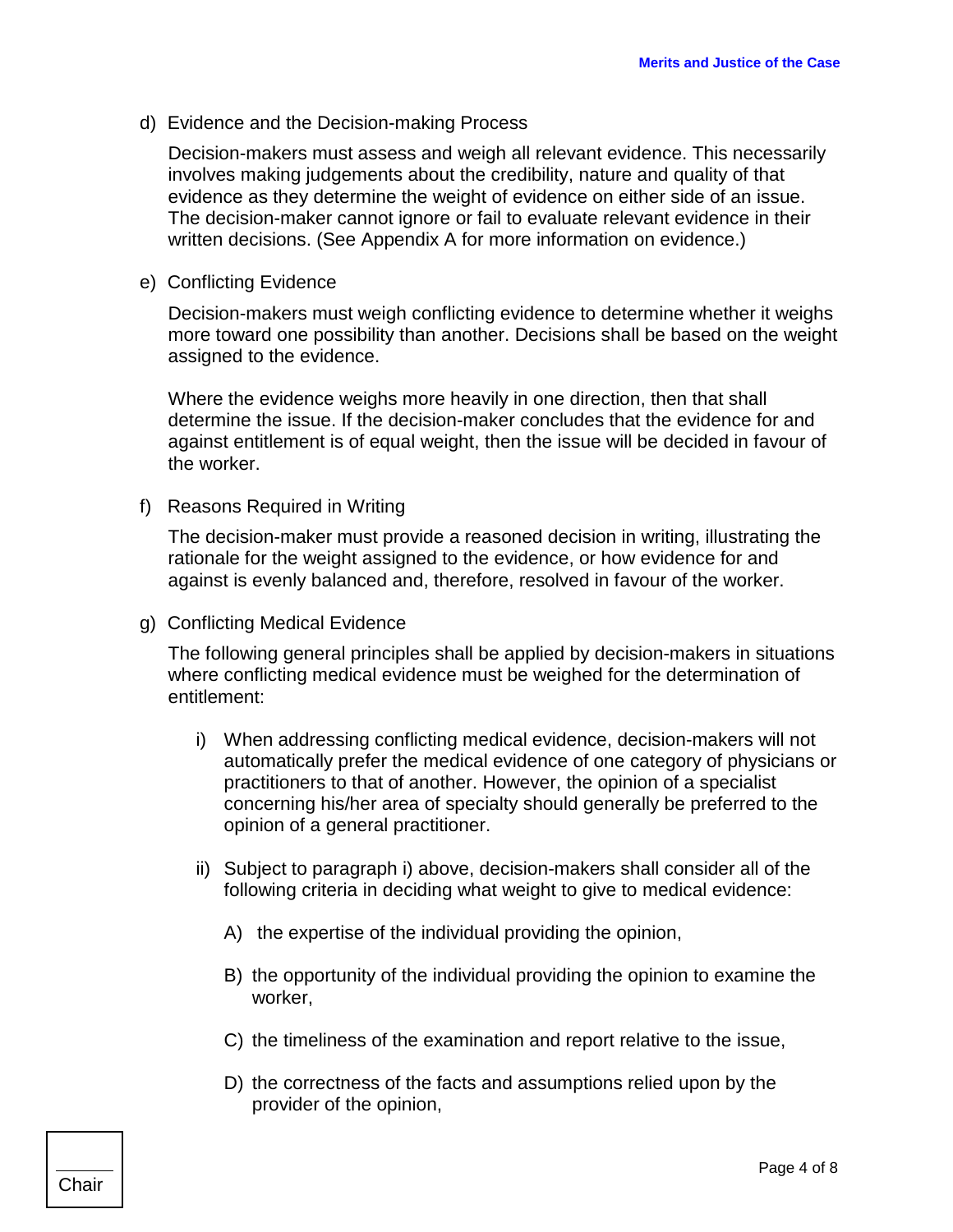d) Evidence and the Decision-making Process

Decision-makers must assess and weigh all relevant evidence. This necessarily involves making judgements about the credibility, nature and quality of that evidence as they determine the weight of evidence on either side of an issue. The decision-maker cannot ignore or fail to evaluate relevant evidence in their written decisions. (See Appendix A for more information on evidence.)

e) Conflicting Evidence

Decision-makers must weigh conflicting evidence to determine whether it weighs more toward one possibility than another. Decisions shall be based on the weight assigned to the evidence.

Where the evidence weighs more heavily in one direction, then that shall determine the issue. If the decision-maker concludes that the evidence for and against entitlement is of equal weight, then the issue will be decided in favour of the worker.

f) Reasons Required in Writing

The decision-maker must provide a reasoned decision in writing, illustrating the rationale for the weight assigned to the evidence, or how evidence for and against is evenly balanced and, therefore, resolved in favour of the worker.

g) Conflicting Medical Evidence

The following general principles shall be applied by decision-makers in situations where conflicting medical evidence must be weighed for the determination of entitlement:

i) When addressing conflicting medical evidence, decision-makers will not automatically prefer the medical evidence of one category of physicians or practitioners to that of another. However, the opinion of a specialist concerning his/her area of specialty should generally be preferred to the opinion of a general practitioner.

ii) Subject to paragraph i) above, decision-makers shall consider all of the following criteria in deciding what weight to give to medical evidence:

A) the expertise of the individual providing the opinion,

B) the opportunity of the individual providing the opinion to examine the worker,

C) the timeliness of the examination and report relative to the issue,

D) the correctness of the facts and assumptions relied upon by the provider of the opinion,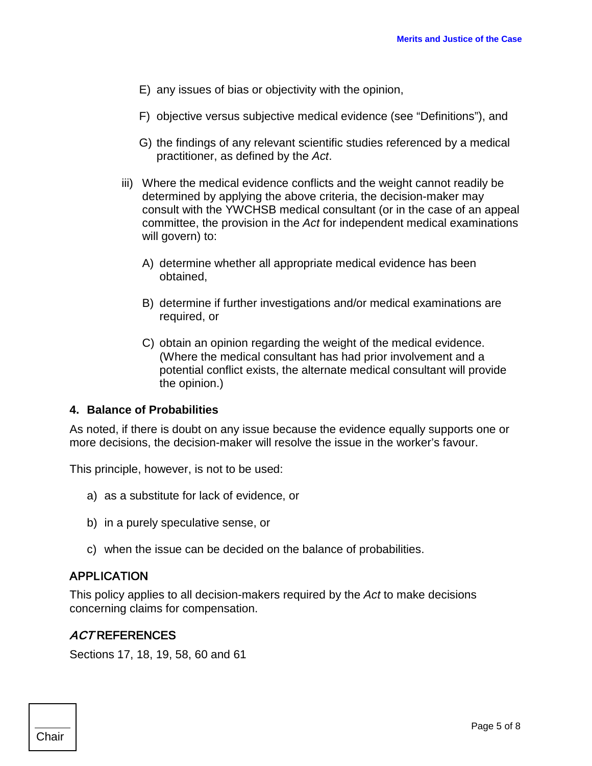E) any issues of bias or objectivity with the opinion,

F) objective versus subjective medical evidence (see "Definitions"), and

G) the findings of any relevant scientific studies referenced by a medical practitioner, as defined by the *Act*.

iii) Where the medical evidence conflicts and the weight cannot readily be determined by applying the above criteria, the decision-maker may consult with the YWCHSB medical consultant (or in the case of an appeal committee, the provision in the *Act* for independent medical examinations will govern) to:

A) determine whether all appropriate medical evidence has been obtained,

B) determine if further investigations and/or medical examinations are required, or

C) obtain an opinion regarding the weight of the medical evidence. (Where the medical consultant has had prior involvement and a potential conflict exists, the alternate medical consultant will provide the opinion.)

### 4. Balance of Probabilities

As noted, if there is doubt on any issue because the evidence equally supports one or more decisions, the decision-maker will resolve the issue in the worker's favour.

This principle, however, is not to be used:

a) as a substitute for lack of evidence, or

b) in a purely speculative sense, or

c) when the issue can be decided on the balance of probabilities.

## APPLICATION

This policy applies to all decision-makers required by the *Act* to make decisions concerning claims for compensation.

## *ACT* REFERENCES

Sections 17, 18, 19, 58, 60 and 61

Chair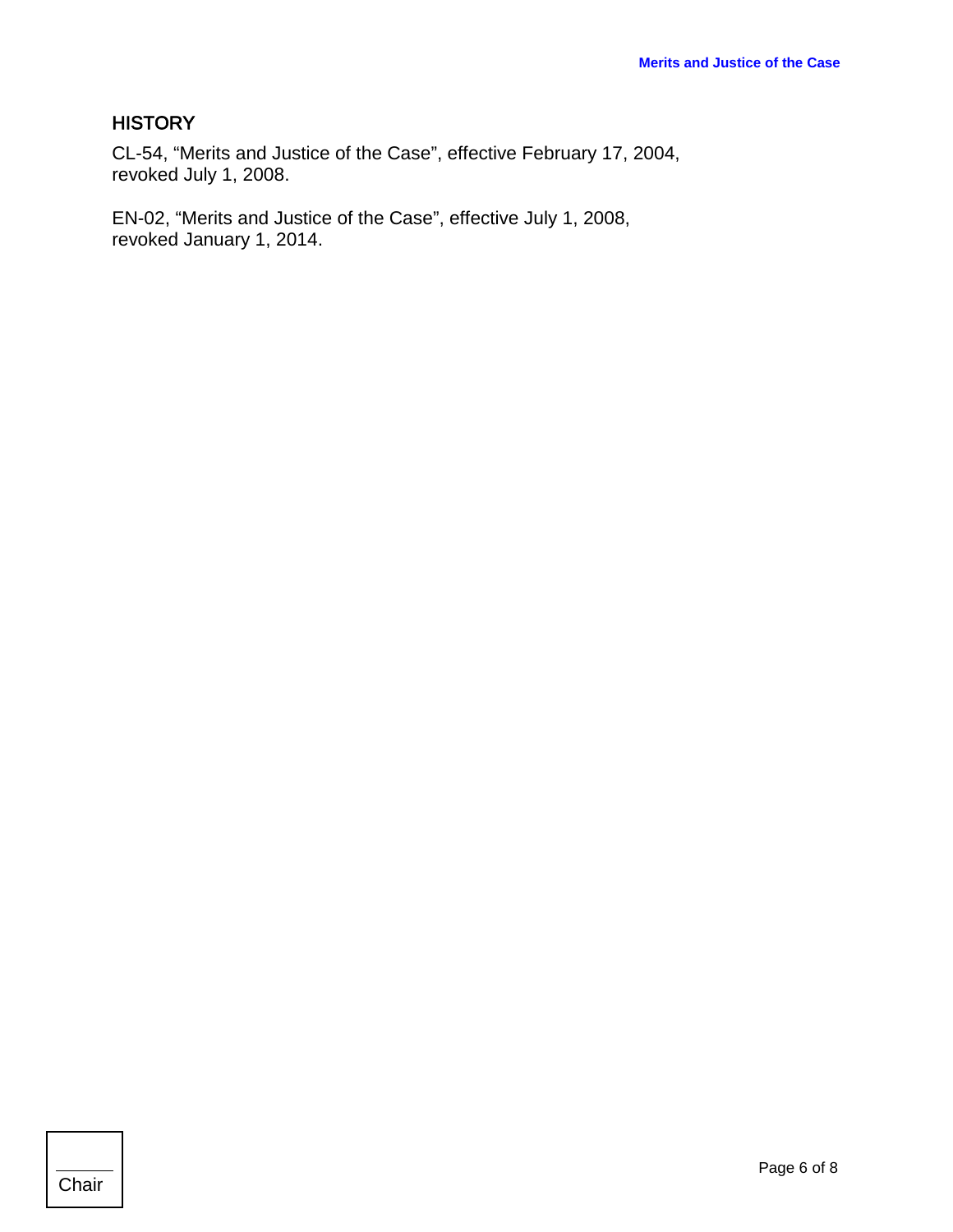## HISTORY

CL-54, “Merits and Justice of the Case”, effective February 17, 2004, revoked July 1, 2008.

EN-02, “Merits and Justice of the Case”, effective July 1, 2008, revoked January 1, 2014.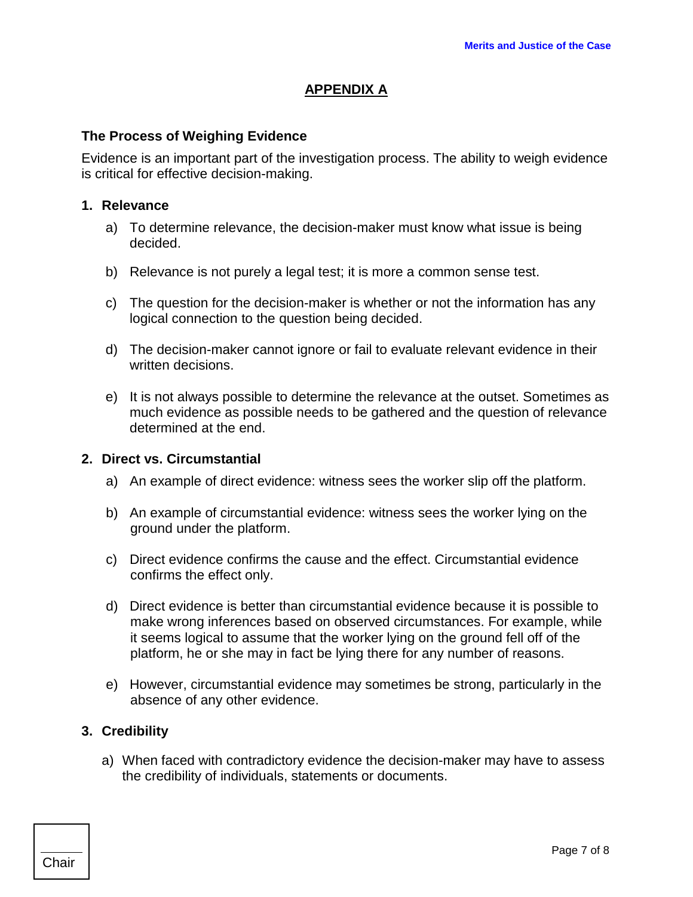## APPENDIX A

### The Process of Weighing Evidence

Evidence is an important part of the investigation process. The ability to weigh evidence is critical for effective decision-making.

#### 1. Relevance

a) To determine relevance, the decision-maker must know what issue is being decided.

b) Relevance is not purely a legal test; it is more a common sense test.

c) The question for the decision-maker is whether or not the information has any logical connection to the question being decided.

d) The decision-maker cannot ignore or fail to evaluate relevant evidence in their written decisions.

e) It is not always possible to determine the relevance at the outset. Sometimes as much evidence as possible needs to be gathered and the question of relevance determined at the end.

#### 2. Direct vs. Circumstantial

a) An example of direct evidence: witness sees the worker slip off the platform.

b) An example of circumstantial evidence: witness sees the worker lying on the ground under the platform.

c) Direct evidence confirms the cause and the effect. Circumstantial evidence confirms the effect only.

d) Direct evidence is better than circumstantial evidence because it is possible to make wrong inferences based on observed circumstances. For example, while it seems logical to assume that the worker lying on the ground fell off of the platform, he or she may in fact be lying there for any number of reasons.

e) However, circumstantial evidence may sometimes be strong, particularly in the absence of any other evidence.

#### 3. Credibility

a) When faced with contradictory evidence the decision-maker may have to assess the credibility of individuals, statements or documents.

Chair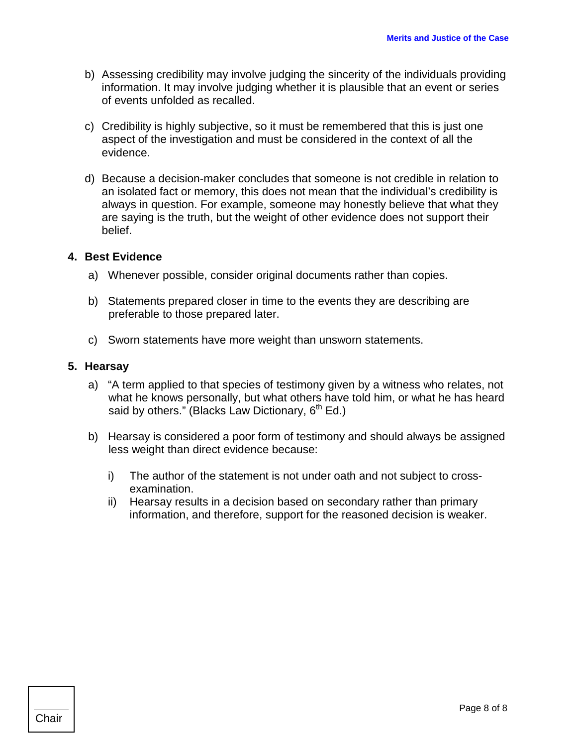b) Assessing credibility may involve judging the sincerity of the individuals providing information. It may involve judging whether it is plausible that an event or series of events unfolded as recalled.

c) Credibility is highly subjective, so it must be remembered that this is just one aspect of the investigation and must be considered in the context of all the evidence.

d) Because a decision-maker concludes that someone is not credible in relation to an isolated fact or memory, this does not mean that the individual's credibility is always in question. For example, someone may honestly believe that what they are saying is the truth, but the weight of other evidence does not support their belief.

**4. Best Evidence**

a) Whenever possible, consider original documents rather than copies.

b) Statements prepared closer in time to the events they are describing are preferable to those prepared later.

c) Sworn statements have more weight than unsworn statements.

**5. Hearsay**

a) "A term applied to that species of testimony given by a witness who relates, not what he knows personally, but what others have told him, or what he has heard said by others." (Blacks Law Dictionary, 6th Ed.)

b) Hearsay is considered a poor form of testimony and should always be assigned less weight than direct evidence because:

   i) The author of the statement is not under oath and not subject to cross-examination.
   ii) Hearsay results in a decision based on secondary rather than primary information, and therefore, support for the reasoned decision is weaker.

Chair